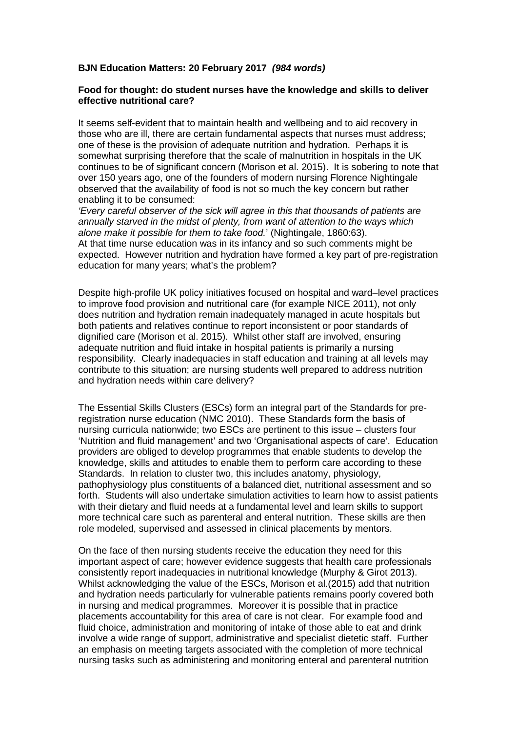**BJN Education Matters: 20 February 2017** ***(984 words)***

**Food for thought: do student nurses have the knowledge and skills to deliver effective nutritional care?**

It seems self-evident that to maintain health and wellbeing and to aid recovery in those who are ill, there are certain fundamental aspects that nurses must address; one of these is the provision of adequate nutrition and hydration. Perhaps it is somewhat surprising therefore that the scale of malnutrition in hospitals in the UK continues to be of significant concern (Morison et al. 2015). It is sobering to note that over 150 years ago, one of the founders of modern nursing Florence Nightingale observed that the availability of food is not so much the key concern but rather enabling it to be consumed:

*'Every careful observer of the sick will agree in this that thousands of patients are annually starved in the midst of plenty, from want of attention to the ways which alone make it possible for them to take food.*' (Nightingale, 1860:63).

At that time nurse education was in its infancy and so such comments might be expected. However nutrition and hydration have formed a key part of pre-registration education for many years; what's the problem?

Despite high-profile UK policy initiatives focused on hospital and ward–level practices to improve food provision and nutritional care (for example NICE 2011), not only does nutrition and hydration remain inadequately managed in acute hospitals but both patients and relatives continue to report inconsistent or poor standards of dignified care (Morison et al. 2015). Whilst other staff are involved, ensuring adequate nutrition and fluid intake in hospital patients is primarily a nursing responsibility. Clearly inadequacies in staff education and training at all levels may contribute to this situation; are nursing students well prepared to address nutrition and hydration needs within care delivery?

The Essential Skills Clusters (ESCs) form an integral part of the Standards for pre-registration nurse education (NMC 2010). These Standards form the basis of nursing curricula nationwide; two ESCs are pertinent to this issue – clusters four 'Nutrition and fluid management' and two 'Organisational aspects of care'. Education providers are obliged to develop programmes that enable students to develop the knowledge, skills and attitudes to enable them to perform care according to these Standards. In relation to cluster two, this includes anatomy, physiology, pathophysiology plus constituents of a balanced diet, nutritional assessment and so forth. Students will also undertake simulation activities to learn how to assist patients with their dietary and fluid needs at a fundamental level and learn skills to support more technical care such as parenteral and enteral nutrition. These skills are then role modeled, supervised and assessed in clinical placements by mentors.

On the face of then nursing students receive the education they need for this important aspect of care; however evidence suggests that health care professionals consistently report inadequacies in nutritional knowledge (Murphy & Girot 2013). Whilst acknowledging the value of the ESCs, Morison et al.(2015) add that nutrition and hydration needs particularly for vulnerable patients remains poorly covered both in nursing and medical programmes. Moreover it is possible that in practice placements accountability for this area of care is not clear. For example food and fluid choice, administration and monitoring of intake of those able to eat and drink involve a wide range of support, administrative and specialist dietetic staff. Further an emphasis on meeting targets associated with the completion of more technical nursing tasks such as administering and monitoring enteral and parenteral nutrition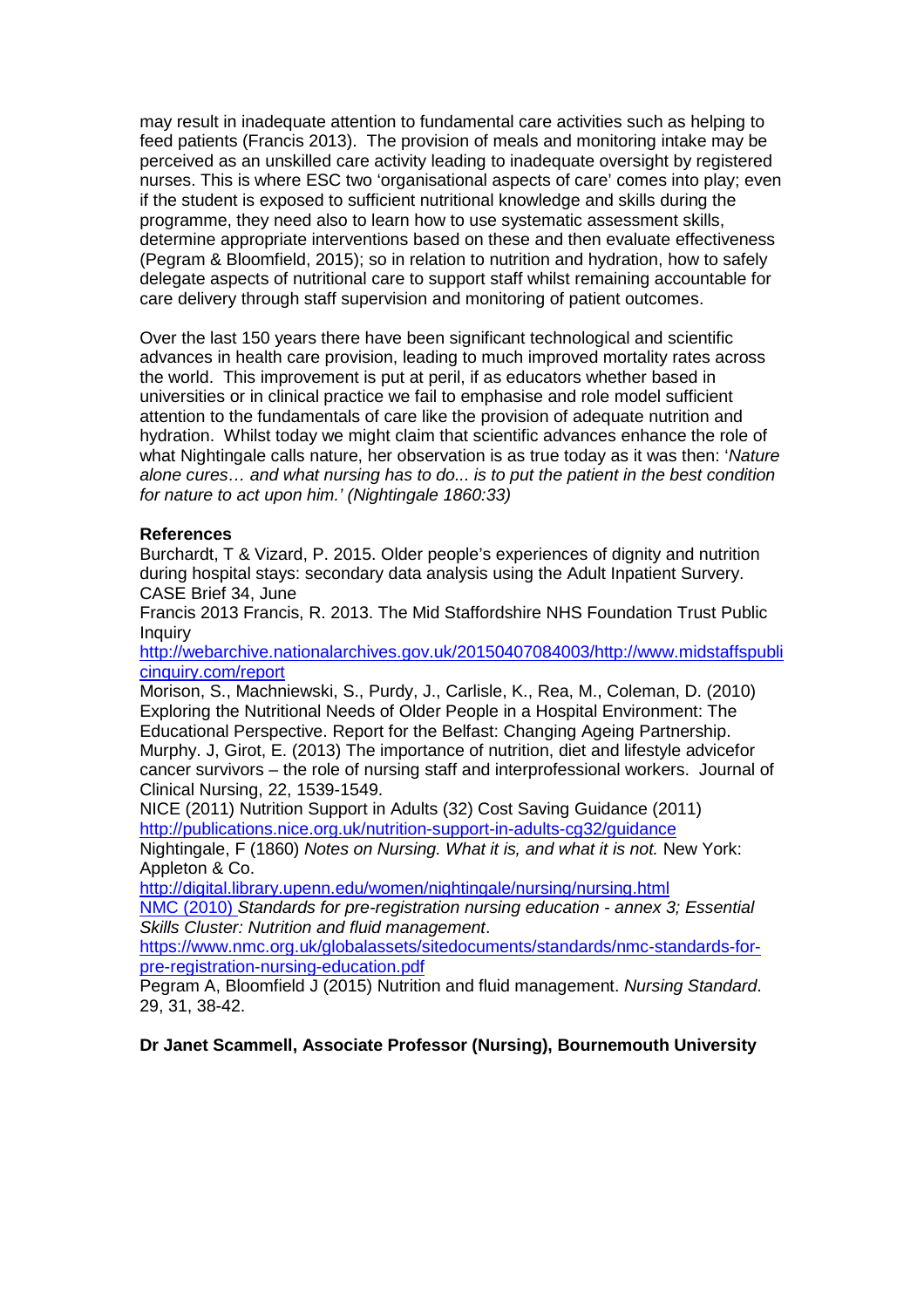may result in inadequate attention to fundamental care activities such as helping to feed patients (Francis 2013). The provision of meals and monitoring intake may be perceived as an unskilled care activity leading to inadequate oversight by registered nurses. This is where ESC two 'organisational aspects of care' comes into play; even if the student is exposed to sufficient nutritional knowledge and skills during the programme, they need also to learn how to use systematic assessment skills, determine appropriate interventions based on these and then evaluate effectiveness (Pegram & Bloomfield, 2015); so in relation to nutrition and hydration, how to safely delegate aspects of nutritional care to support staff whilst remaining accountable for care delivery through staff supervision and monitoring of patient outcomes.

Over the last 150 years there have been significant technological and scientific advances in health care provision, leading to much improved mortality rates across the world. This improvement is put at peril, if as educators whether based in universities or in clinical practice we fail to emphasise and role model sufficient attention to the fundamentals of care like the provision of adequate nutrition and hydration. Whilst today we might claim that scientific advances enhance the role of what Nightingale calls nature, her observation is as true today as it was then: '*Nature alone cures… and what nursing has to do... is to put the patient in the best condition for nature to act upon him.' (Nightingale 1860:33)*

**References**

Burchardt, T & Vizard, P. 2015. Older people's experiences of dignity and nutrition during hospital stays: secondary data analysis using the Adult Inpatient Survery. CASE Brief 34, June

Francis 2013 Francis, R. 2013. The Mid Staffordshire NHS Foundation Trust Public Inquiry http://webarchive.nationalarchives.gov.uk/20150407084003/http://www.midstaffspublicinquiry.com/report

Morison, S., Machniewski, S., Purdy, J., Carlisle, K., Rea, M., Coleman, D. (2010) Exploring the Nutritional Needs of Older People in a Hospital Environment: The Educational Perspective. Report for the Belfast: Changing Ageing Partnership.

Murphy. J, Girot, E. (2013) The importance of nutrition, diet and lifestyle advicefor cancer survivors – the role of nursing staff and interprofessional workers. Journal of Clinical Nursing, 22, 1539-1549.

NICE (2011) Nutrition Support in Adults (32) Cost Saving Guidance (2011) http://publications.nice.org.uk/nutrition-support-in-adults-cg32/guidance

Nightingale, F (1860) *Notes on Nursing. What it is, and what it is not.* New York: Appleton & Co.
http://digital.library.upenn.edu/women/nightingale/nursing/nursing.html

NMC (2010) *Standards for pre-registration nursing education - annex 3; Essential Skills Cluster: Nutrition and fluid management*.
https://www.nmc.org.uk/globalassets/sitedocuments/standards/nmc-standards-for-pre-registration-nursing-education.pdf

Pegram A, Bloomfield J (2015) Nutrition and fluid management. *Nursing Standard*. 29, 31, 38-42.

**Dr Janet Scammell, Associate Professor (Nursing), Bournemouth University**